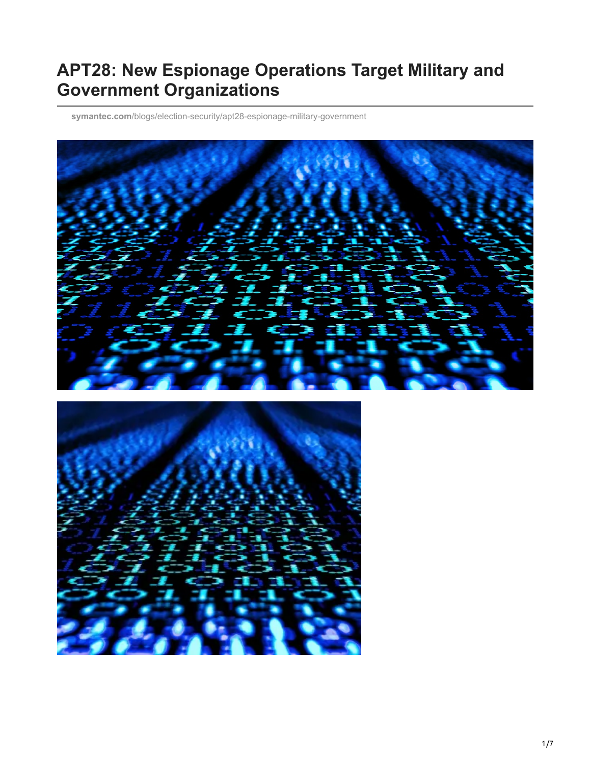# APT28: New Espionage Operations Target Military and Government Organizations

symantec.com/blogs/election-security/apt28-espionage-military-government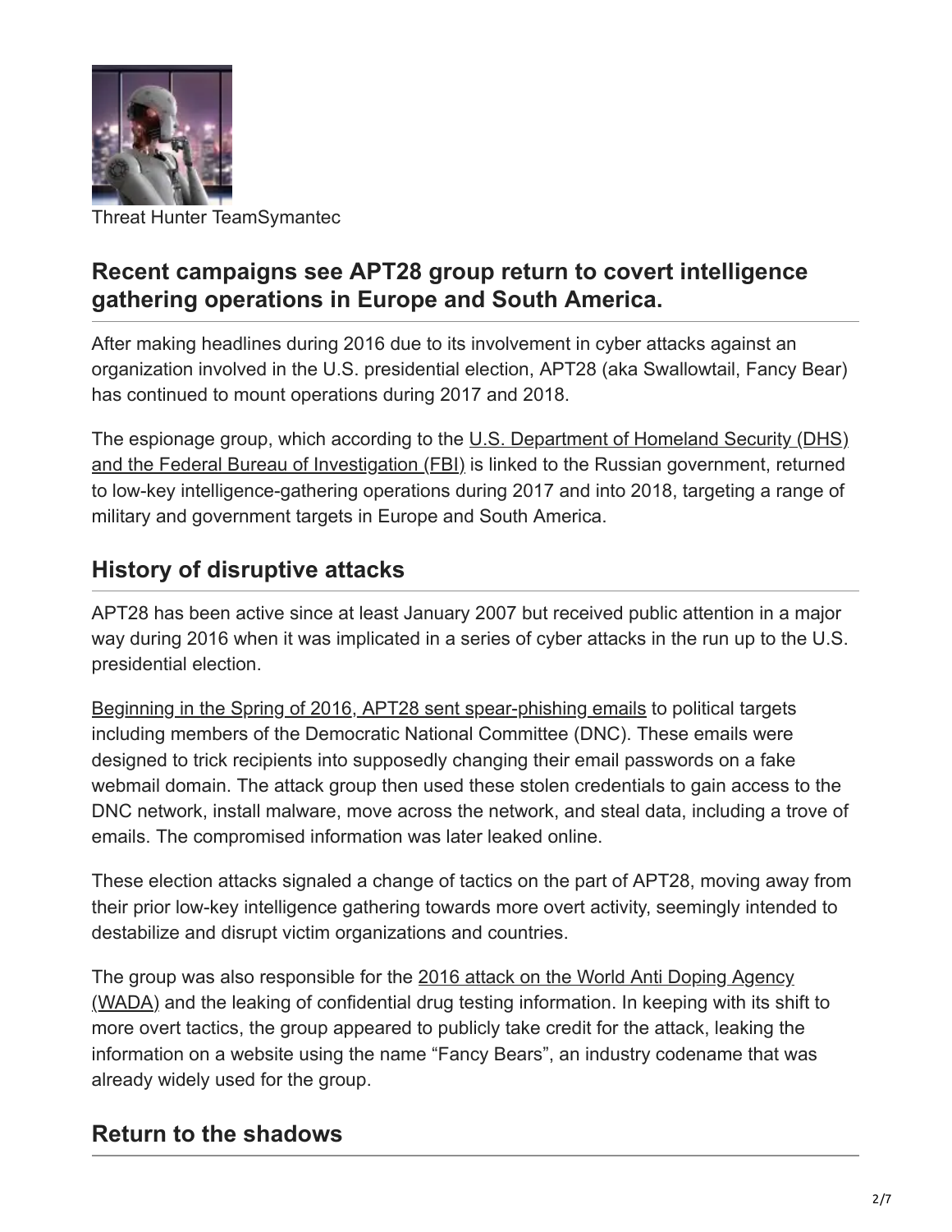Threat Hunter TeamSymantec

## Recent campaigns see APT28 group return to covert intelligence gathering operations in Europe and South America.

After making headlines during 2016 due to its involvement in cyber attacks against an organization involved in the U.S. presidential election, APT28 (aka Swallowtail, Fancy Bear) has continued to mount operations during 2017 and 2018.

The espionage group, which according to the U.S. Department of Homeland Security (DHS) and the Federal Bureau of Investigation (FBI) is linked to the Russian government, returned to low-key intelligence-gathering operations during 2017 and into 2018, targeting a range of military and government targets in Europe and South America.

## History of disruptive attacks

APT28 has been active since at least January 2007 but received public attention in a major way during 2016 when it was implicated in a series of cyber attacks in the run up to the U.S. presidential election.

Beginning in the Spring of 2016, APT28 sent spear-phishing emails to political targets including members of the Democratic National Committee (DNC). These emails were designed to trick recipients into supposedly changing their email passwords on a fake webmail domain. The attack group then used these stolen credentials to gain access to the DNC network, install malware, move across the network, and steal data, including a trove of emails. The compromised information was later leaked online.

These election attacks signaled a change of tactics on the part of APT28, moving away from their prior low-key intelligence gathering towards more overt activity, seemingly intended to destabilize and disrupt victim organizations and countries.

The group was also responsible for the 2016 attack on the World Anti Doping Agency (WADA) and the leaking of confidential drug testing information. In keeping with its shift to more overt tactics, the group appeared to publicly take credit for the attack, leaking the information on a website using the name "Fancy Bears", an industry codename that was already widely used for the group.

## Return to the shadows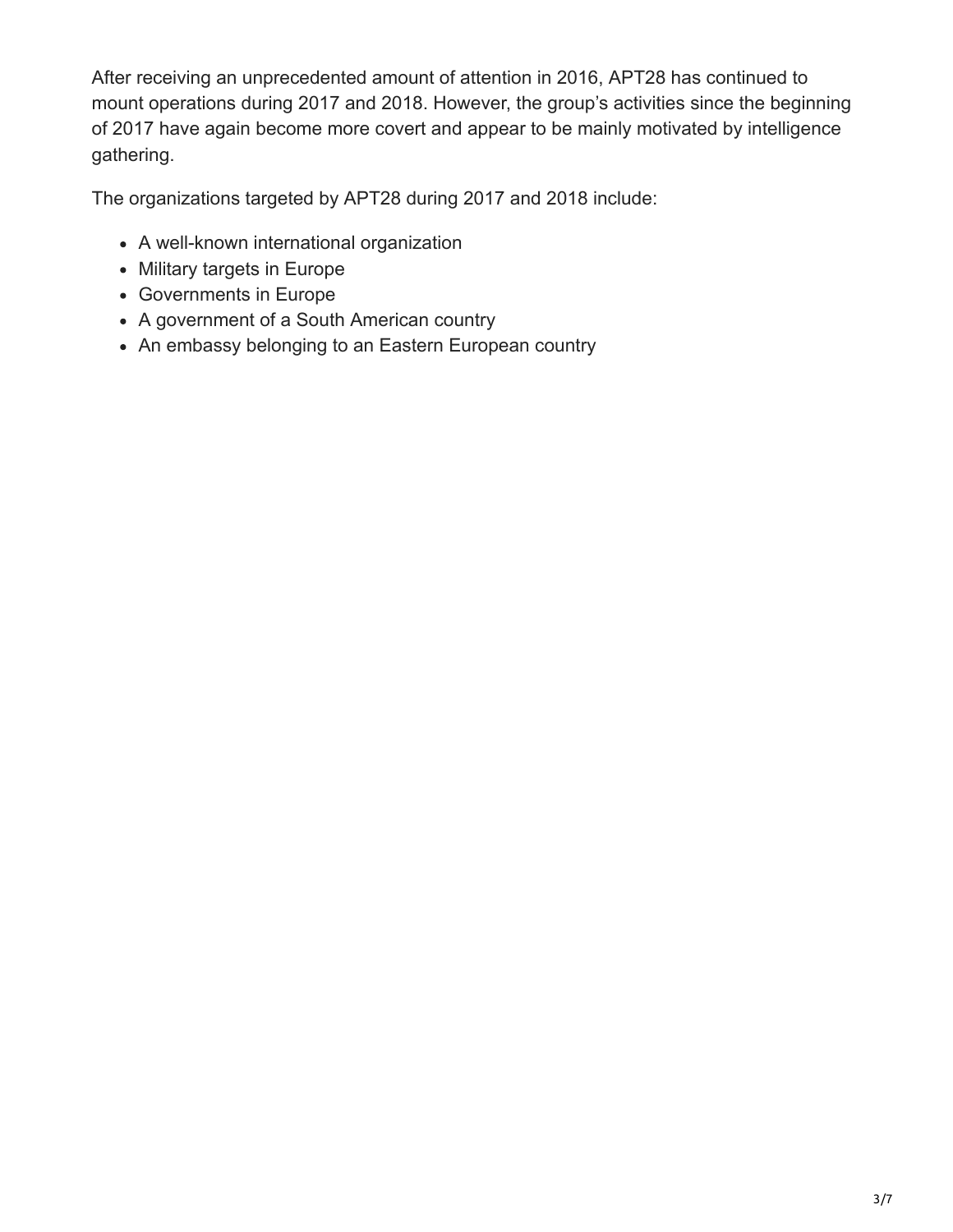After receiving an unprecedented amount of attention in 2016, APT28 has continued to mount operations during 2017 and 2018. However, the group's activities since the beginning of 2017 have again become more covert and appear to be mainly motivated by intelligence gathering.

The organizations targeted by APT28 during 2017 and 2018 include:

- A well-known international organization
- Military targets in Europe
- Governments in Europe
- A government of a South American country
- An embassy belonging to an Eastern European country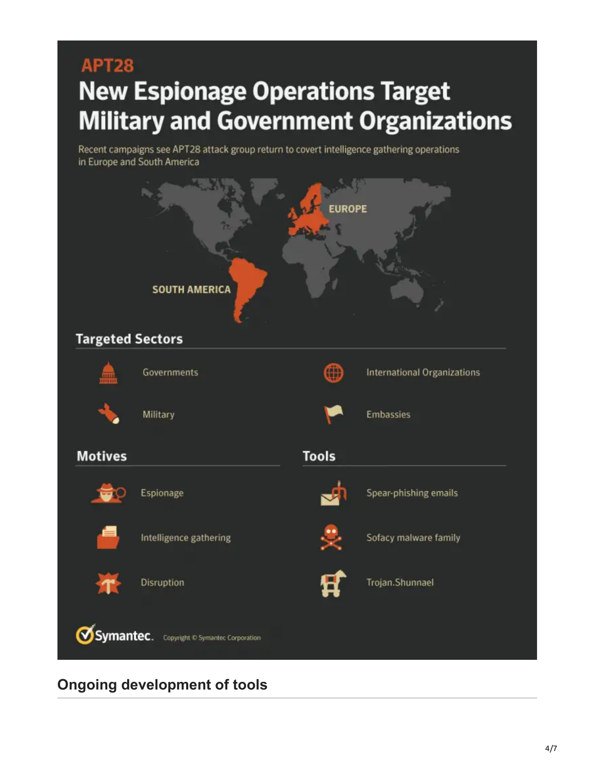APT28

# New Espionage Operations Target Military and Government Organizations

Recent campaigns see APT28 attack group return to covert intelligence gathering operations in Europe and South America

EUROPE

SOUTH AMERICA

### Targeted Sectors

- Governments
- International Organizations
- Military
- Embassies

### Motives

- Espionage
- Intelligence gathering
- Disruption

### Tools

- Spear-phishing emails
- Sofacy malware family
- Trojan.Shunnael

Symantec. Copyright © Symantec Corporation

## Ongoing development of tools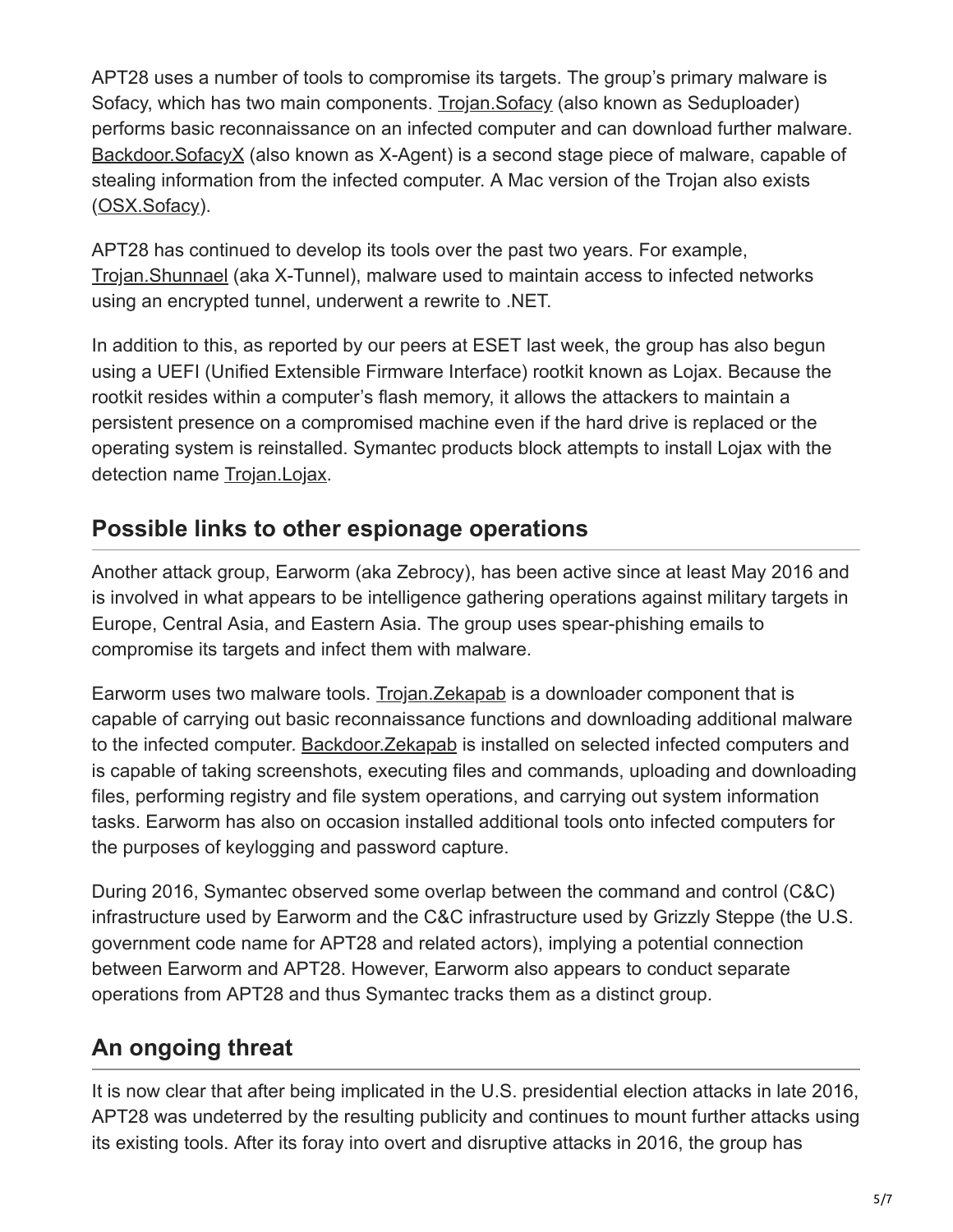APT28 uses a number of tools to compromise its targets. The group's primary malware is Sofacy, which has two main components. Trojan.Sofacy (also known as Seduploader) performs basic reconnaissance on an infected computer and can download further malware. Backdoor.SofacyX (also known as X-Agent) is a second stage piece of malware, capable of stealing information from the infected computer. A Mac version of the Trojan also exists (OSX.Sofacy).

APT28 has continued to develop its tools over the past two years. For example, Trojan.Shunnael (aka X-Tunnel), malware used to maintain access to infected networks using an encrypted tunnel, underwent a rewrite to .NET.

In addition to this, as reported by our peers at ESET last week, the group has also begun using a UEFI (Unified Extensible Firmware Interface) rootkit known as Lojax. Because the rootkit resides within a computer's flash memory, it allows the attackers to maintain a persistent presence on a compromised machine even if the hard drive is replaced or the operating system is reinstalled. Symantec products block attempts to install Lojax with the detection name Trojan.Lojax.

## Possible links to other espionage operations

Another attack group, Earworm (aka Zebrocy), has been active since at least May 2016 and is involved in what appears to be intelligence gathering operations against military targets in Europe, Central Asia, and Eastern Asia. The group uses spear-phishing emails to compromise its targets and infect them with malware.

Earworm uses two malware tools. Trojan.Zekapab is a downloader component that is capable of carrying out basic reconnaissance functions and downloading additional malware to the infected computer. Backdoor.Zekapab is installed on selected infected computers and is capable of taking screenshots, executing files and commands, uploading and downloading files, performing registry and file system operations, and carrying out system information tasks. Earworm has also on occasion installed additional tools onto infected computers for the purposes of keylogging and password capture.

During 2016, Symantec observed some overlap between the command and control (C&C) infrastructure used by Earworm and the C&C infrastructure used by Grizzly Steppe (the U.S. government code name for APT28 and related actors), implying a potential connection between Earworm and APT28. However, Earworm also appears to conduct separate operations from APT28 and thus Symantec tracks them as a distinct group.

## An ongoing threat

It is now clear that after being implicated in the U.S. presidential election attacks in late 2016, APT28 was undeterred by the resulting publicity and continues to mount further attacks using its existing tools. After its foray into overt and disruptive attacks in 2016, the group has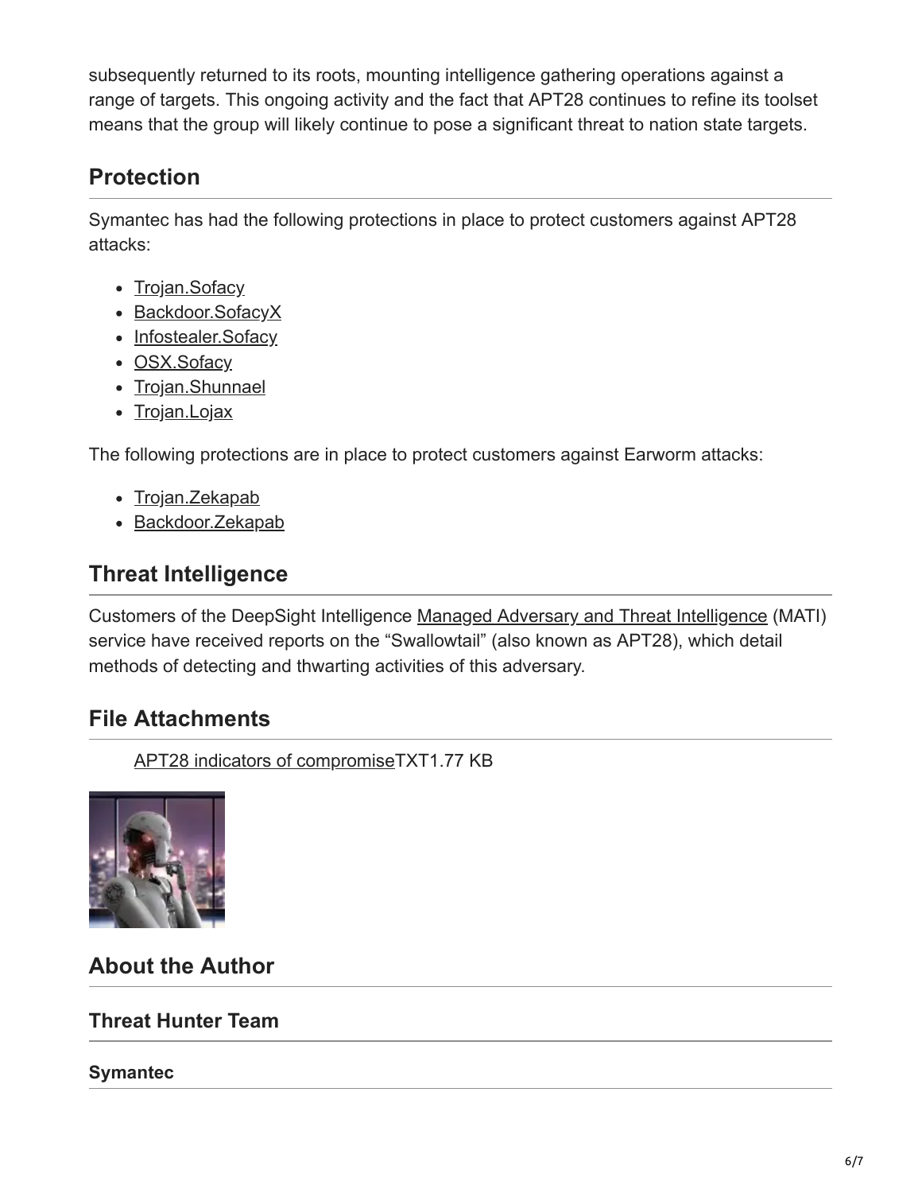subsequently returned to its roots, mounting intelligence gathering operations against a range of targets. This ongoing activity and the fact that APT28 continues to refine its toolset means that the group will likely continue to pose a significant threat to nation state targets.

## Protection

Symantec has had the following protections in place to protect customers against APT28 attacks:

- Trojan.Sofacy
- Backdoor.SofacyX
- Infostealer.Sofacy
- OSX.Sofacy
- Trojan.Shunnael
- Trojan.Lojax

The following protections are in place to protect customers against Earworm attacks:

- Trojan.Zekapab
- Backdoor.Zekapab

## Threat Intelligence

Customers of the DeepSight Intelligence Managed Adversary and Threat Intelligence (MATI) service have received reports on the "Swallowtail" (also known as APT28), which detail methods of detecting and thwarting activities of this adversary.

## File Attachments

APT28 indicators of compromiseTXT1.77 KB

## About the Author

### Threat Hunter Team

#### Symantec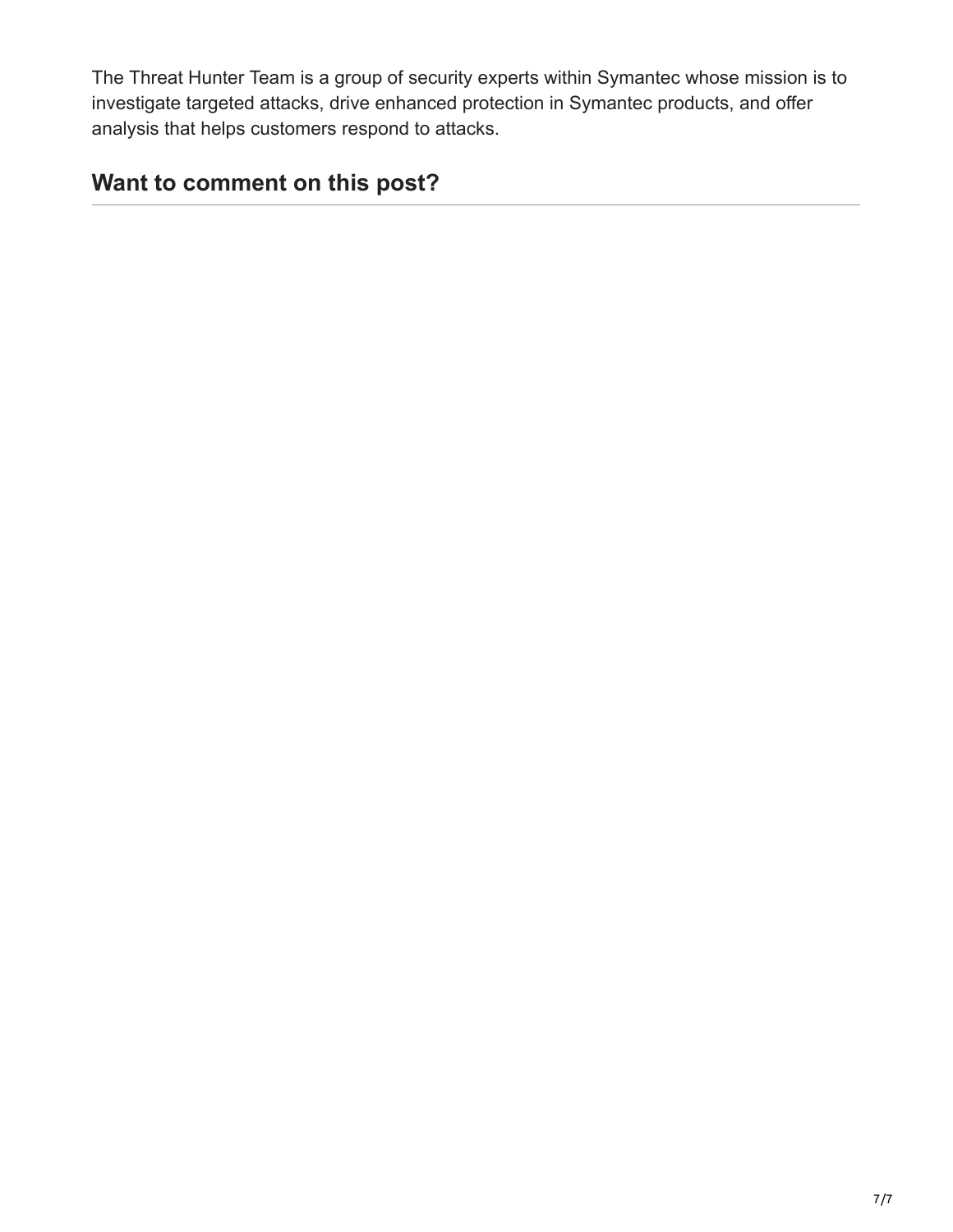The Threat Hunter Team is a group of security experts within Symantec whose mission is to investigate targeted attacks, drive enhanced protection in Symantec products, and offer analysis that helps customers respond to attacks.

## Want to comment on this post?